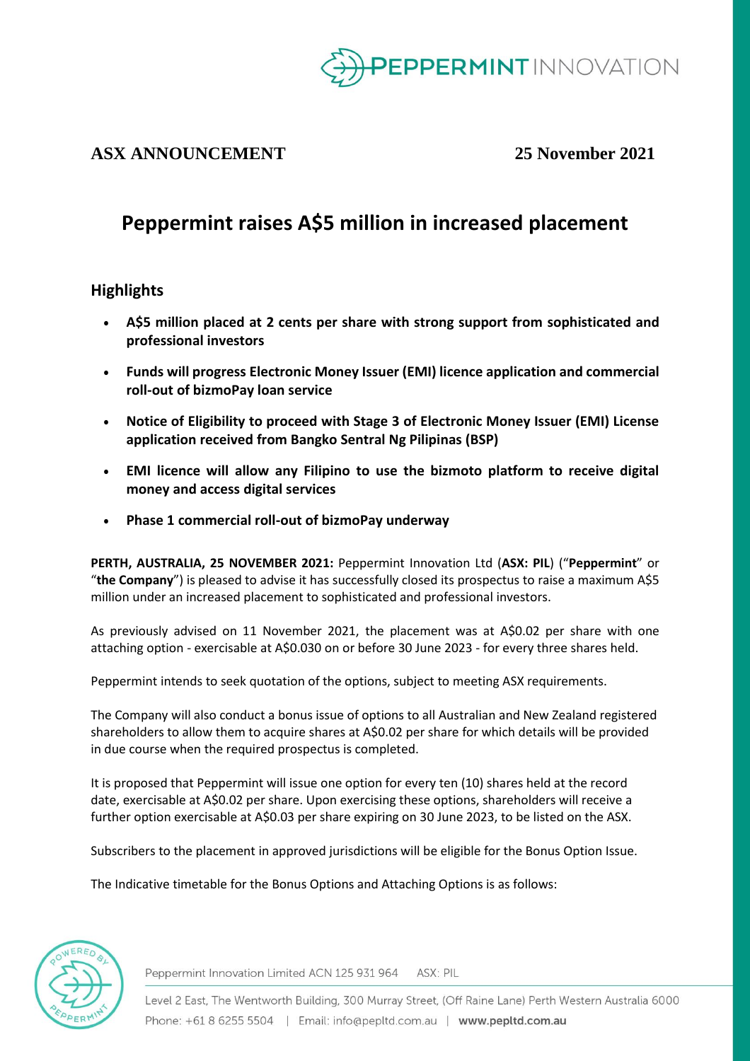**ASX ANNOUNCEMENT** **25 November 2021**

# Peppermint raises A$5 million in increased placement

## Highlights

- **A$5 million placed at 2 cents per share with strong support from sophisticated and professional investors**
- **Funds will progress Electronic Money Issuer (EMI) licence application and commercial roll-out of bizmoPay loan service**
- **Notice of Eligibility to proceed with Stage 3 of Electronic Money Issuer (EMI) License application received from Bangko Sentral Ng Pilipinas (BSP)**
- **EMI licence will allow any Filipino to use the bizmoto platform to receive digital money and access digital services**
- **Phase 1 commercial roll-out of bizmoPay underway**

**PERTH, AUSTRALIA, 25 NOVEMBER 2021:** Peppermint Innovation Ltd (**ASX: PIL**) ("**Peppermint**" or "**the Company**") is pleased to advise it has successfully closed its prospectus to raise a maximum A$5 million under an increased placement to sophisticated and professional investors.

As previously advised on 11 November 2021, the placement was at A$0.02 per share with one attaching option - exercisable at A$0.030 on or before 30 June 2023 - for every three shares held.

Peppermint intends to seek quotation of the options, subject to meeting ASX requirements.

The Company will also conduct a bonus issue of options to all Australian and New Zealand registered shareholders to allow them to acquire shares at A$0.02 per share for which details will be provided in due course when the required prospectus is completed.

It is proposed that Peppermint will issue one option for every ten (10) shares held at the record date, exercisable at A$0.02 per share. Upon exercising these options, shareholders will receive a further option exercisable at A$0.03 per share expiring on 30 June 2023, to be listed on the ASX.

Subscribers to the placement in approved jurisdictions will be eligible for the Bonus Option Issue.

The Indicative timetable for the Bonus Options and Attaching Options is as follows: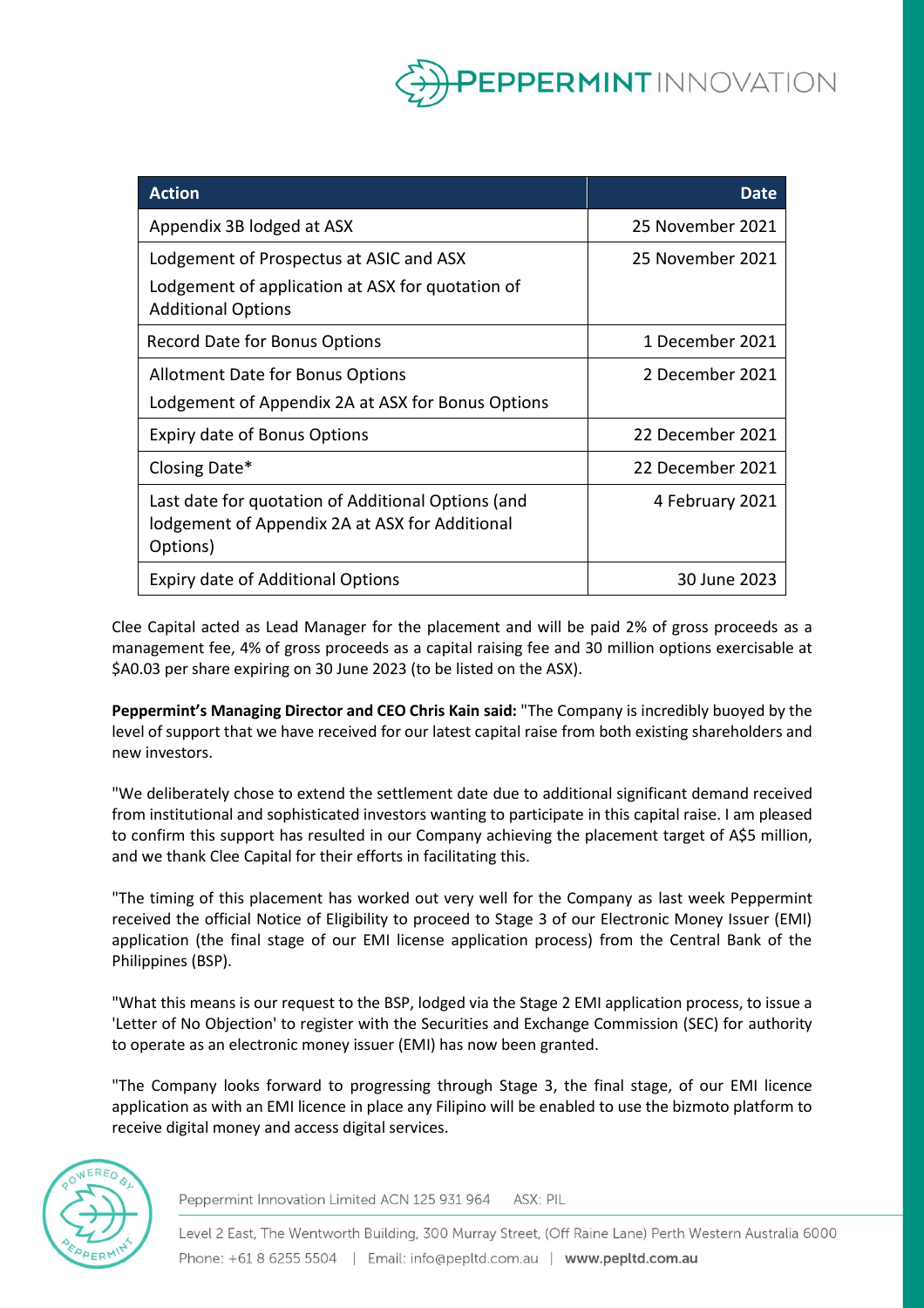| Action | Date |
|---|---|
| Appendix 3B lodged at ASX | 25 November 2021 |
| Lodgement of Prospectus at ASIC and ASX<br>Lodgement of application at ASX for quotation of Additional Options | 25 November 2021 |
| Record Date for Bonus Options | 1 December 2021 |
| Allotment Date for Bonus Options<br>Lodgement of Appendix 2A at ASX for Bonus Options | 2 December 2021 |
| Expiry date of Bonus Options | 22 December 2021 |
| Closing Date* | 22 December 2021 |
| Last date for quotation of Additional Options (and lodgement of Appendix 2A at ASX for Additional Options) | 4 February 2021 |
| Expiry date of Additional Options | 30 June 2023 |

Clee Capital acted as Lead Manager for the placement and will be paid 2% of gross proceeds as a management fee, 4% of gross proceeds as a capital raising fee and 30 million options exercisable at $A0.03 per share expiring on 30 June 2023 (to be listed on the ASX).

**Peppermint's Managing Director and CEO Chris Kain said:** "The Company is incredibly buoyed by the level of support that we have received for our latest capital raise from both existing shareholders and new investors.

"We deliberately chose to extend the settlement date due to additional significant demand received from institutional and sophisticated investors wanting to participate in this capital raise. I am pleased to confirm this support has resulted in our Company achieving the placement target of A$5 million, and we thank Clee Capital for their efforts in facilitating this.

"The timing of this placement has worked out very well for the Company as last week Peppermint received the official Notice of Eligibility to proceed to Stage 3 of our Electronic Money Issuer (EMI) application (the final stage of our EMI license application process) from the Central Bank of the Philippines (BSP).

"What this means is our request to the BSP, lodged via the Stage 2 EMI application process, to issue a 'Letter of No Objection' to register with the Securities and Exchange Commission (SEC) for authority to operate as an electronic money issuer (EMI) has now been granted.

"The Company looks forward to progressing through Stage 3, the final stage, of our EMI licence application as with an EMI licence in place any Filipino will be enabled to use the bizmoto platform to receive digital money and access digital services.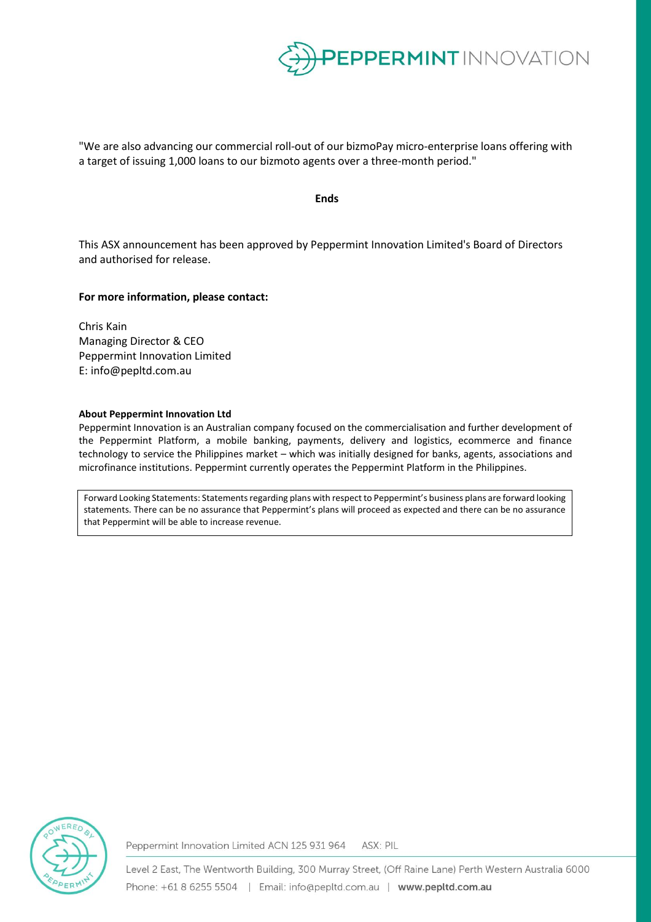"We are also advancing our commercial roll-out of our bizmoPay micro-enterprise loans offering with a target of issuing 1,000 loans to our bizmoto agents over a three-month period."

**Ends**

This ASX announcement has been approved by Peppermint Innovation Limited's Board of Directors and authorised for release.

**For more information, please contact:**

Chris Kain
Managing Director & CEO
Peppermint Innovation Limited
E: info@pepltd.com.au

**About Peppermint Innovation Ltd**
Peppermint Innovation is an Australian company focused on the commercialisation and further development of the Peppermint Platform, a mobile banking, payments, delivery and logistics, ecommerce and finance technology to service the Philippines market – which was initially designed for banks, agents, associations and microfinance institutions. Peppermint currently operates the Peppermint Platform in the Philippines.

Forward Looking Statements: Statements regarding plans with respect to Peppermint's business plans are forward looking statements. There can be no assurance that Peppermint's plans will proceed as expected and there can be no assurance that Peppermint will be able to increase revenue.